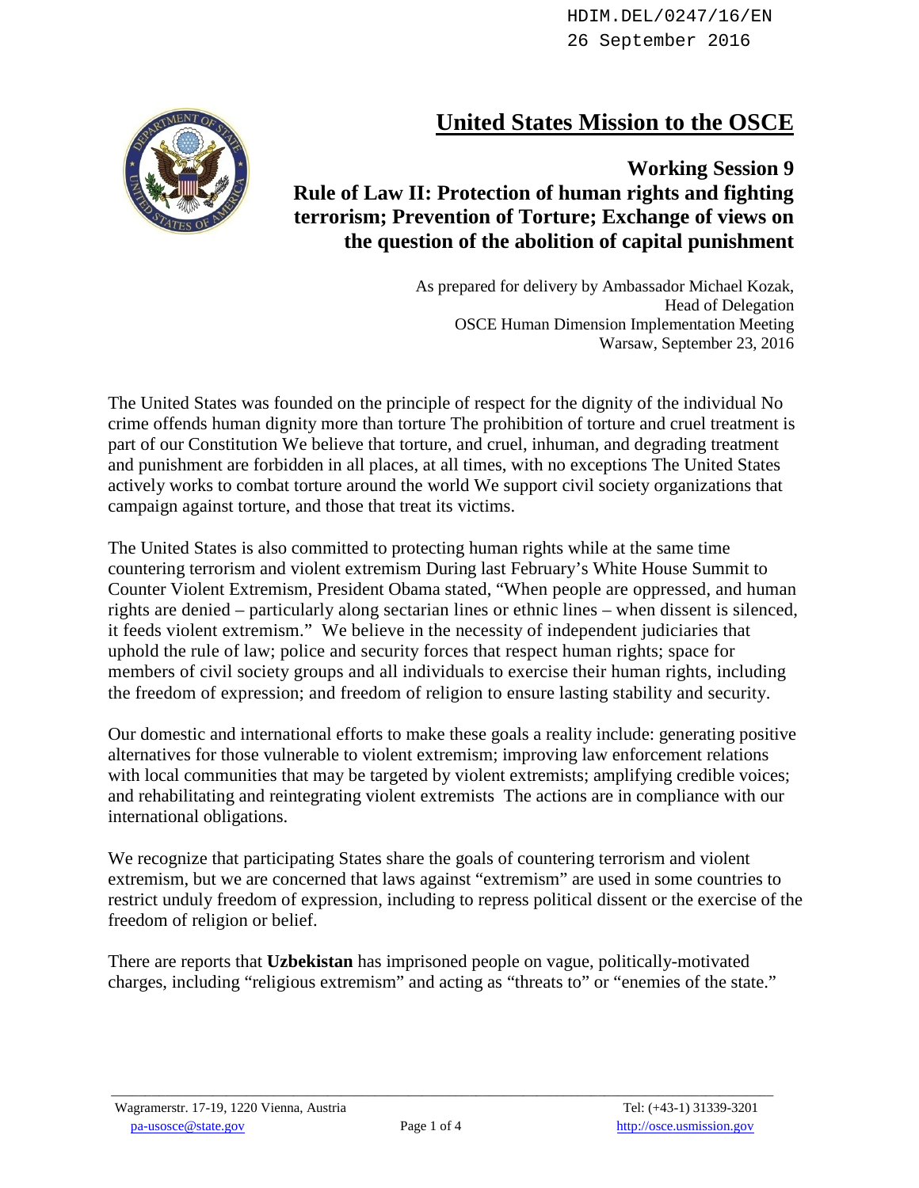HDIM.DEL/0247/16/EN
26 September 2016

# United States Mission to the OSCE

## Working Session 9
## Rule of Law II: Protection of human rights and fighting terrorism; Prevention of Torture; Exchange of views on the question of the abolition of capital punishment

As prepared for delivery by Ambassador Michael Kozak,
Head of Delegation
OSCE Human Dimension Implementation Meeting
Warsaw, September 23, 2016

The United States was founded on the principle of respect for the dignity of the individual No crime offends human dignity more than torture The prohibition of torture and cruel treatment is part of our Constitution We believe that torture, and cruel, inhuman, and degrading treatment and punishment are forbidden in all places, at all times, with no exceptions The United States actively works to combat torture around the world We support civil society organizations that campaign against torture, and those that treat its victims.

The United States is also committed to protecting human rights while at the same time countering terrorism and violent extremism During last February's White House Summit to Counter Violent Extremism, President Obama stated, "When people are oppressed, and human rights are denied – particularly along sectarian lines or ethnic lines – when dissent is silenced, it feeds violent extremism." We believe in the necessity of independent judiciaries that uphold the rule of law; police and security forces that respect human rights; space for members of civil society groups and all individuals to exercise their human rights, including the freedom of expression; and freedom of religion to ensure lasting stability and security.

Our domestic and international efforts to make these goals a reality include: generating positive alternatives for those vulnerable to violent extremism; improving law enforcement relations with local communities that may be targeted by violent extremists; amplifying credible voices; and rehabilitating and reintegrating violent extremists The actions are in compliance with our international obligations.

We recognize that participating States share the goals of countering terrorism and violent extremism, but we are concerned that laws against "extremism" are used in some countries to restrict unduly freedom of expression, including to repress political dissent or the exercise of the freedom of religion or belief.

There are reports that **Uzbekistan** has imprisoned people on vague, politically-motivated charges, including "religious extremism" and acting as "threats to" or "enemies of the state."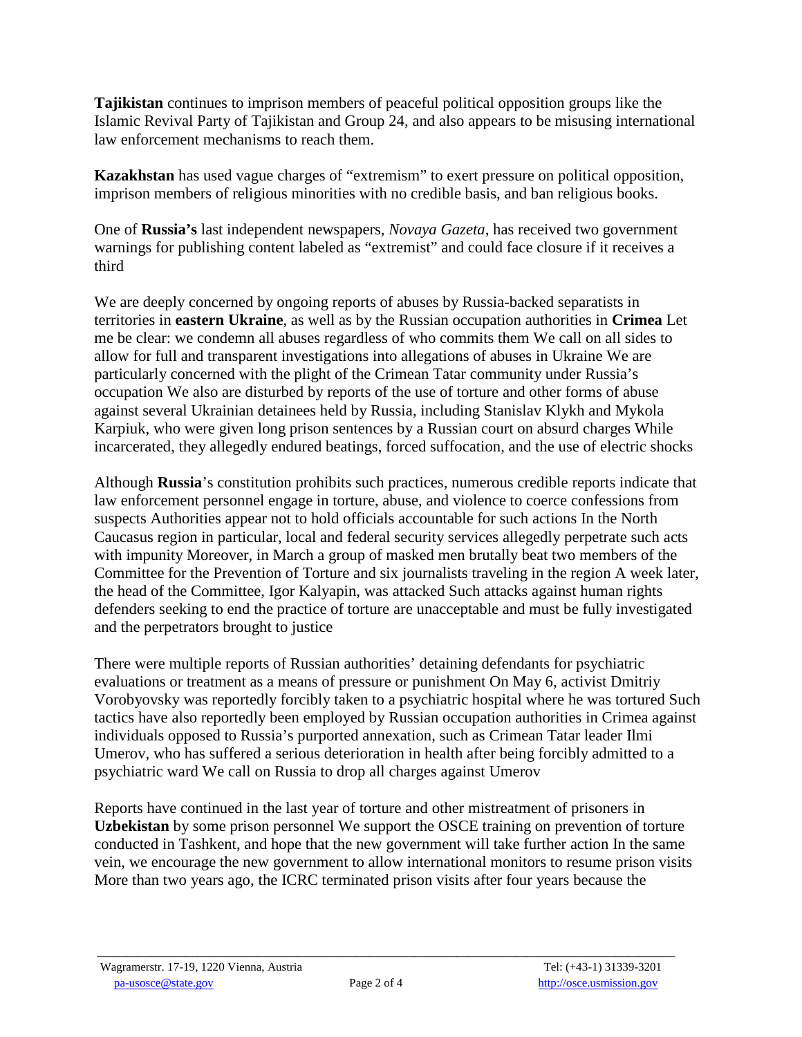**Tajikistan** continues to imprison members of peaceful political opposition groups like the Islamic Revival Party of Tajikistan and Group 24, and also appears to be misusing international law enforcement mechanisms to reach them.

**Kazakhstan** has used vague charges of "extremism" to exert pressure on political opposition, imprison members of religious minorities with no credible basis, and ban religious books.

One of **Russia's** last independent newspapers, *Novaya Gazeta*, has received two government warnings for publishing content labeled as "extremist" and could face closure if it receives a third

We are deeply concerned by ongoing reports of abuses by Russia-backed separatists in territories in **eastern Ukraine**, as well as by the Russian occupation authorities in **Crimea** Let me be clear: we condemn all abuses regardless of who commits them We call on all sides to allow for full and transparent investigations into allegations of abuses in Ukraine We are particularly concerned with the plight of the Crimean Tatar community under Russia's occupation We also are disturbed by reports of the use of torture and other forms of abuse against several Ukrainian detainees held by Russia, including Stanislav Klykh and Mykola Karpiuk, who were given long prison sentences by a Russian court on absurd charges While incarcerated, they allegedly endured beatings, forced suffocation, and the use of electric shocks

Although **Russia**'s constitution prohibits such practices, numerous credible reports indicate that law enforcement personnel engage in torture, abuse, and violence to coerce confessions from suspects Authorities appear not to hold officials accountable for such actions In the North Caucasus region in particular, local and federal security services allegedly perpetrate such acts with impunity Moreover, in March a group of masked men brutally beat two members of the Committee for the Prevention of Torture and six journalists traveling in the region A week later, the head of the Committee, Igor Kalyapin, was attacked Such attacks against human rights defenders seeking to end the practice of torture are unacceptable and must be fully investigated and the perpetrators brought to justice

There were multiple reports of Russian authorities' detaining defendants for psychiatric evaluations or treatment as a means of pressure or punishment On May 6, activist Dmitriy Vorobyovsky was reportedly forcibly taken to a psychiatric hospital where he was tortured Such tactics have also reportedly been employed by Russian occupation authorities in Crimea against individuals opposed to Russia's purported annexation, such as Crimean Tatar leader Ilmi Umerov, who has suffered a serious deterioration in health after being forcibly admitted to a psychiatric ward We call on Russia to drop all charges against Umerov

Reports have continued in the last year of torture and other mistreatment of prisoners in **Uzbekistan** by some prison personnel We support the OSCE training on prevention of torture conducted in Tashkent, and hope that the new government will take further action In the same vein, we encourage the new government to allow international monitors to resume prison visits More than two years ago, the ICRC terminated prison visits after four years because the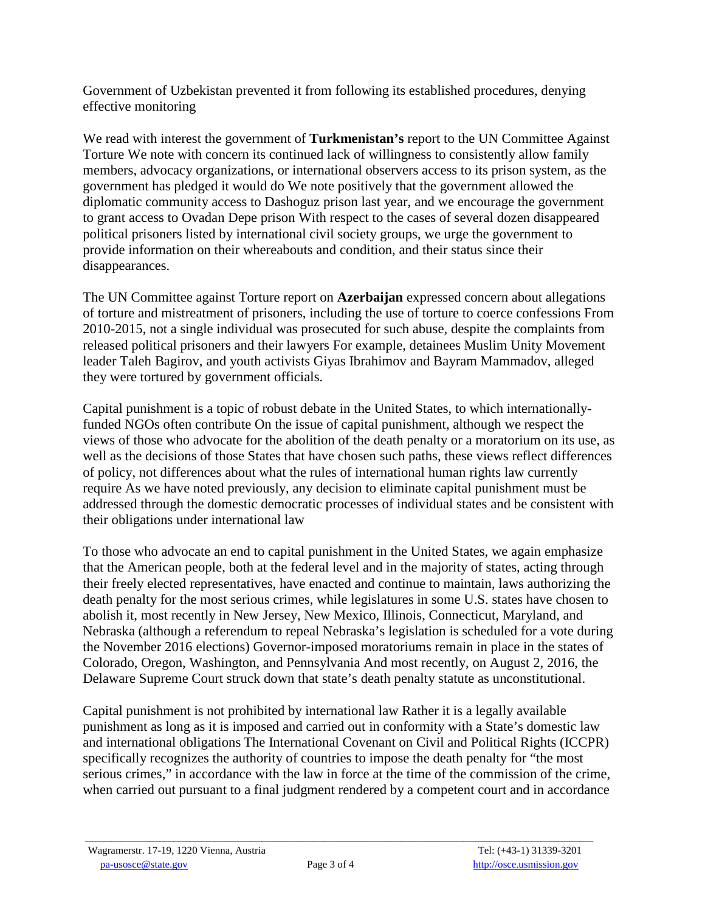Government of Uzbekistan prevented it from following its established procedures, denying effective monitoring

We read with interest the government of **Turkmenistan's** report to the UN Committee Against Torture We note with concern its continued lack of willingness to consistently allow family members, advocacy organizations, or international observers access to its prison system, as the government has pledged it would do We note positively that the government allowed the diplomatic community access to Dashoguz prison last year, and we encourage the government to grant access to Ovadan Depe prison With respect to the cases of several dozen disappeared political prisoners listed by international civil society groups, we urge the government to provide information on their whereabouts and condition, and their status since their disappearances.

The UN Committee against Torture report on **Azerbaijan** expressed concern about allegations of torture and mistreatment of prisoners, including the use of torture to coerce confessions From 2010-2015, not a single individual was prosecuted for such abuse, despite the complaints from released political prisoners and their lawyers For example, detainees Muslim Unity Movement leader Taleh Bagirov, and youth activists Giyas Ibrahimov and Bayram Mammadov, alleged they were tortured by government officials.

Capital punishment is a topic of robust debate in the United States, to which internationally-funded NGOs often contribute On the issue of capital punishment, although we respect the views of those who advocate for the abolition of the death penalty or a moratorium on its use, as well as the decisions of those States that have chosen such paths, these views reflect differences of policy, not differences about what the rules of international human rights law currently require As we have noted previously, any decision to eliminate capital punishment must be addressed through the domestic democratic processes of individual states and be consistent with their obligations under international law

To those who advocate an end to capital punishment in the United States, we again emphasize that the American people, both at the federal level and in the majority of states, acting through their freely elected representatives, have enacted and continue to maintain, laws authorizing the death penalty for the most serious crimes, while legislatures in some U.S. states have chosen to abolish it, most recently in New Jersey, New Mexico, Illinois, Connecticut, Maryland, and Nebraska (although a referendum to repeal Nebraska's legislation is scheduled for a vote during the November 2016 elections) Governor-imposed moratoriums remain in place in the states of Colorado, Oregon, Washington, and Pennsylvania And most recently, on August 2, 2016, the Delaware Supreme Court struck down that state's death penalty statute as unconstitutional.

Capital punishment is not prohibited by international law Rather it is a legally available punishment as long as it is imposed and carried out in conformity with a State's domestic law and international obligations The International Covenant on Civil and Political Rights (ICCPR) specifically recognizes the authority of countries to impose the death penalty for "the most serious crimes," in accordance with the law in force at the time of the commission of the crime, when carried out pursuant to a final judgment rendered by a competent court and in accordance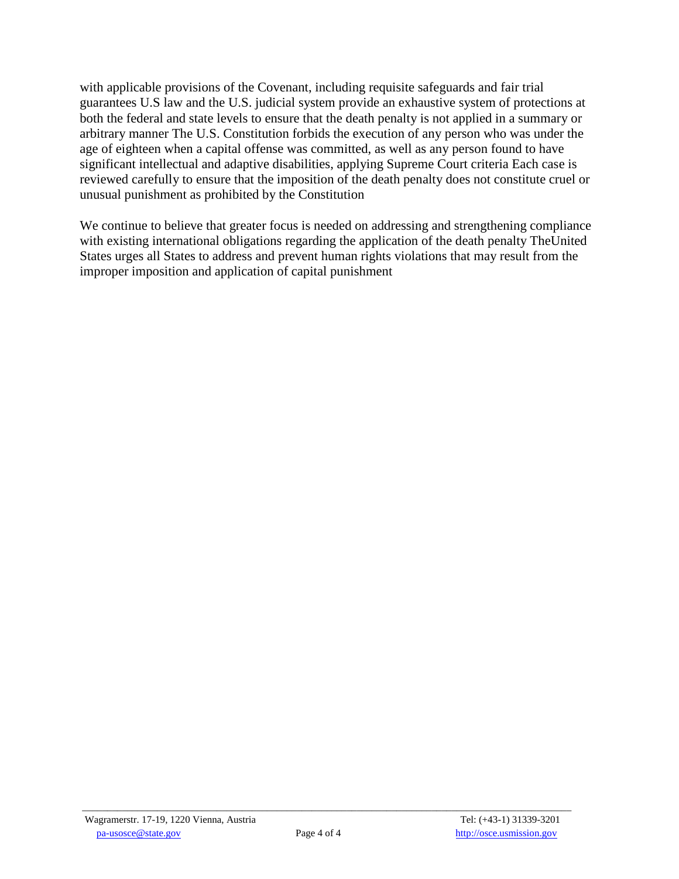with applicable provisions of the Covenant, including requisite safeguards and fair trial guarantees U.S law and the U.S. judicial system provide an exhaustive system of protections at both the federal and state levels to ensure that the death penalty is not applied in a summary or arbitrary manner The U.S. Constitution forbids the execution of any person who was under the age of eighteen when a capital offense was committed, as well as any person found to have significant intellectual and adaptive disabilities, applying Supreme Court criteria Each case is reviewed carefully to ensure that the imposition of the death penalty does not constitute cruel or unusual punishment as prohibited by the Constitution

We continue to believe that greater focus is needed on addressing and strengthening compliance with existing international obligations regarding the application of the death penalty TheUnited States urges all States to address and prevent human rights violations that may result from the improper imposition and application of capital punishment